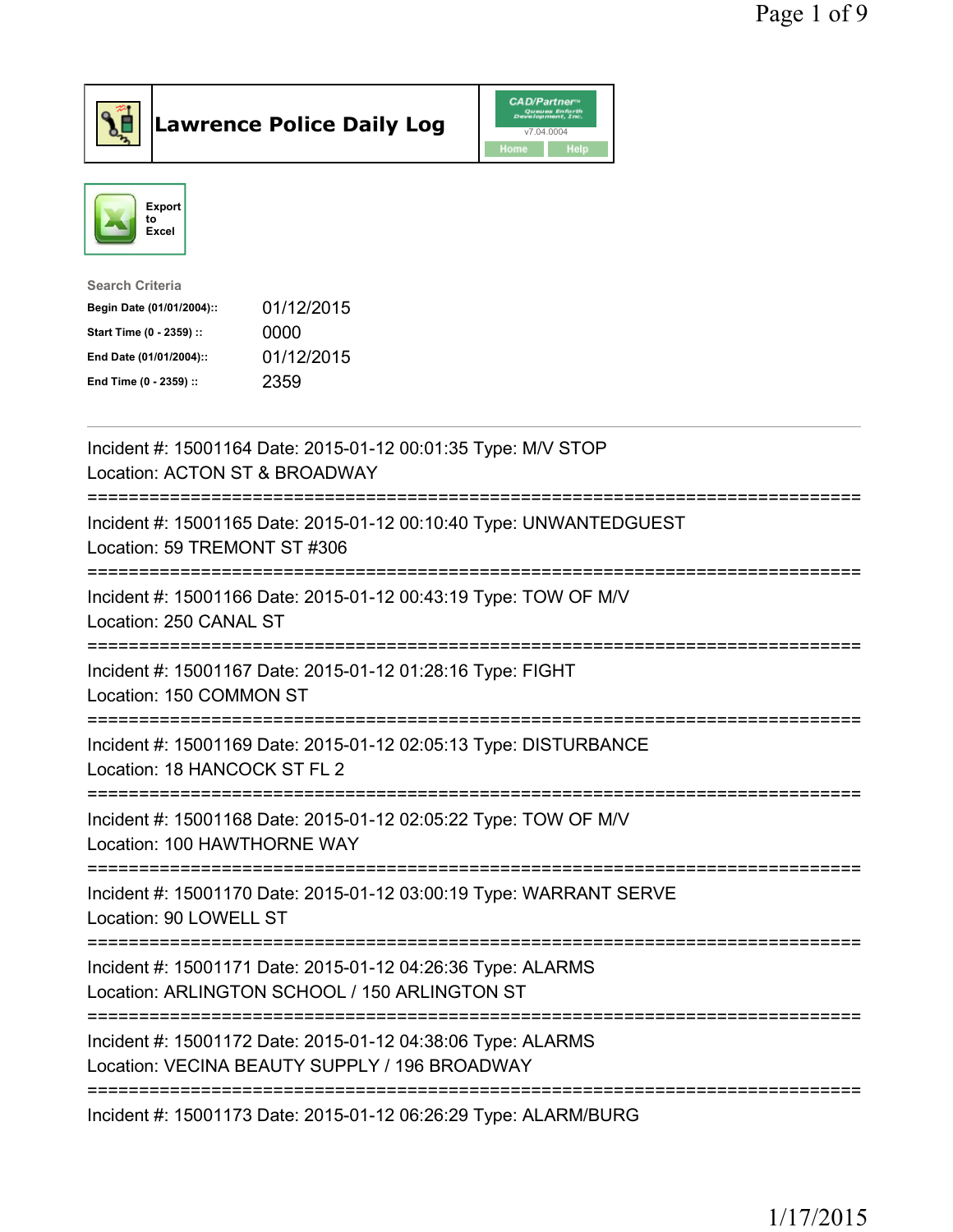# Lawrence Police Daily Log

CAD/Partner v7.04.0004 Home Help

Export to Excel

Search Criteria

| | |
|---|---|
| Begin Date (01/01/2004):: | 01/12/2015 |
| Start Time (0 - 2359) :: | 0000 |
| End Date (01/01/2004):: | 01/12/2015 |
| End Time (0 - 2359) :: | 2359 |

---

Incident #: 15001164 Date: 2015-01-12 00:01:35 Type: M/V STOP
Location: ACTON ST & BROADWAY

===========================================================================

Incident #: 15001165 Date: 2015-01-12 00:10:40 Type: UNWANTEDGUEST
Location: 59 TREMONT ST #306

===========================================================================

Incident #: 15001166 Date: 2015-01-12 00:43:19 Type: TOW OF M/V
Location: 250 CANAL ST

===========================================================================

Incident #: 15001167 Date: 2015-01-12 01:28:16 Type: FIGHT
Location: 150 COMMON ST

===========================================================================

Incident #: 15001169 Date: 2015-01-12 02:05:13 Type: DISTURBANCE
Location: 18 HANCOCK ST FL 2

===========================================================================

Incident #: 15001168 Date: 2015-01-12 02:05:22 Type: TOW OF M/V
Location: 100 HAWTHORNE WAY

===========================================================================

Incident #: 15001170 Date: 2015-01-12 03:00:19 Type: WARRANT SERVE
Location: 90 LOWELL ST

===========================================================================

Incident #: 15001171 Date: 2015-01-12 04:26:36 Type: ALARMS
Location: ARLINGTON SCHOOL / 150 ARLINGTON ST

===========================================================================

Incident #: 15001172 Date: 2015-01-12 04:38:06 Type: ALARMS
Location: VECINA BEAUTY SUPPLY / 196 BROADWAY

===========================================================================

Incident #: 15001173 Date: 2015-01-12 06:26:29 Type: ALARM/BURG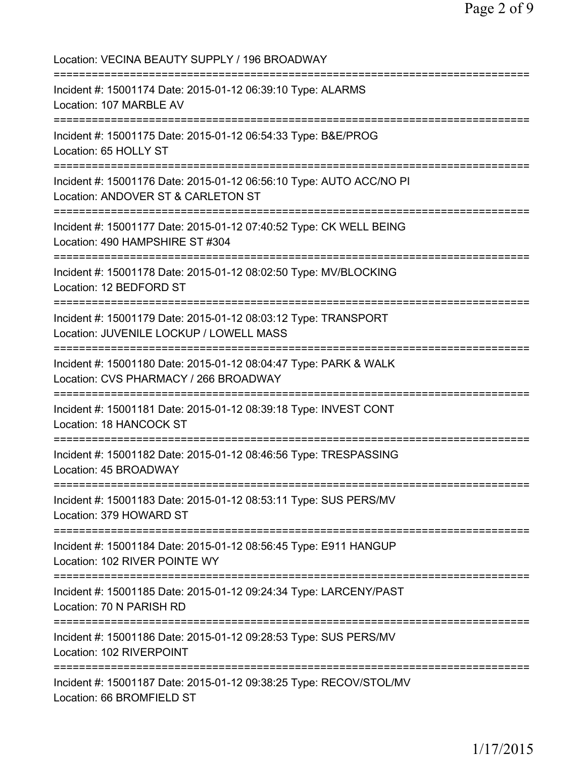Location: VECINA BEAUTY SUPPLY / 196 BROADWAY

===========================================================================

Incident #: 15001174 Date: 2015-01-12 06:39:10 Type: ALARMS
Location: 107 MARBLE AV

===========================================================================

Incident #: 15001175 Date: 2015-01-12 06:54:33 Type: B&E/PROG
Location: 65 HOLLY ST

===========================================================================

Incident #: 15001176 Date: 2015-01-12 06:56:10 Type: AUTO ACC/NO PI
Location: ANDOVER ST & CARLETON ST

===========================================================================

Incident #: 15001177 Date: 2015-01-12 07:40:52 Type: CK WELL BEING
Location: 490 HAMPSHIRE ST #304

===========================================================================

Incident #: 15001178 Date: 2015-01-12 08:02:50 Type: MV/BLOCKING
Location: 12 BEDFORD ST

===========================================================================

Incident #: 15001179 Date: 2015-01-12 08:03:12 Type: TRANSPORT
Location: JUVENILE LOCKUP / LOWELL MASS

===========================================================================

Incident #: 15001180 Date: 2015-01-12 08:04:47 Type: PARK & WALK
Location: CVS PHARMACY / 266 BROADWAY

===========================================================================

Incident #: 15001181 Date: 2015-01-12 08:39:18 Type: INVEST CONT
Location: 18 HANCOCK ST

===========================================================================

Incident #: 15001182 Date: 2015-01-12 08:46:56 Type: TRESPASSING
Location: 45 BROADWAY

===========================================================================

Incident #: 15001183 Date: 2015-01-12 08:53:11 Type: SUS PERS/MV
Location: 379 HOWARD ST

===========================================================================

Incident #: 15001184 Date: 2015-01-12 08:56:45 Type: E911 HANGUP
Location: 102 RIVER POINTE WY

===========================================================================

Incident #: 15001185 Date: 2015-01-12 09:24:34 Type: LARCENY/PAST
Location: 70 N PARISH RD

===========================================================================

Incident #: 15001186 Date: 2015-01-12 09:28:53 Type: SUS PERS/MV
Location: 102 RIVERPOINT

===========================================================================

Incident #: 15001187 Date: 2015-01-12 09:38:25 Type: RECOV/STOL/MV
Location: 66 BROMFIELD ST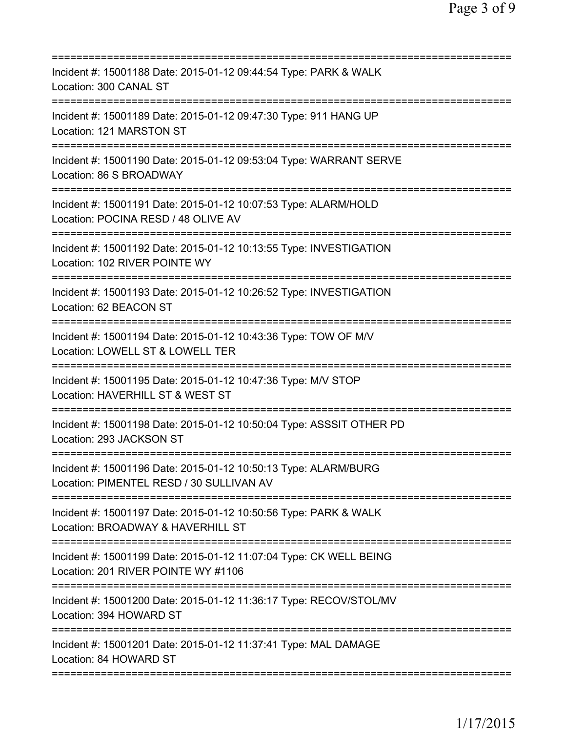===========================================================================
Incident #: 15001188 Date: 2015-01-12 09:44:54 Type: PARK & WALK
Location: 300 CANAL ST
===========================================================================
Incident #: 15001189 Date: 2015-01-12 09:47:30 Type: 911 HANG UP
Location: 121 MARSTON ST
===========================================================================
Incident #: 15001190 Date: 2015-01-12 09:53:04 Type: WARRANT SERVE
Location: 86 S BROADWAY
===========================================================================
Incident #: 15001191 Date: 2015-01-12 10:07:53 Type: ALARM/HOLD
Location: POCINA RESD / 48 OLIVE AV
===========================================================================
Incident #: 15001192 Date: 2015-01-12 10:13:55 Type: INVESTIGATION
Location: 102 RIVER POINTE WY
===========================================================================
Incident #: 15001193 Date: 2015-01-12 10:26:52 Type: INVESTIGATION
Location: 62 BEACON ST
===========================================================================
Incident #: 15001194 Date: 2015-01-12 10:43:36 Type: TOW OF M/V
Location: LOWELL ST & LOWELL TER
===========================================================================
Incident #: 15001195 Date: 2015-01-12 10:47:36 Type: M/V STOP
Location: HAVERHILL ST & WEST ST
===========================================================================
Incident #: 15001198 Date: 2015-01-12 10:50:04 Type: ASSSIT OTHER PD
Location: 293 JACKSON ST
===========================================================================
Incident #: 15001196 Date: 2015-01-12 10:50:13 Type: ALARM/BURG
Location: PIMENTEL RESD / 30 SULLIVAN AV
===========================================================================
Incident #: 15001197 Date: 2015-01-12 10:50:56 Type: PARK & WALK
Location: BROADWAY & HAVERHILL ST
===========================================================================
Incident #: 15001199 Date: 2015-01-12 11:07:04 Type: CK WELL BEING
Location: 201 RIVER POINTE WY #1106
===========================================================================
Incident #: 15001200 Date: 2015-01-12 11:36:17 Type: RECOV/STOL/MV
Location: 394 HOWARD ST
===========================================================================
Incident #: 15001201 Date: 2015-01-12 11:37:41 Type: MAL DAMAGE
Location: 84 HOWARD ST
===========================================================================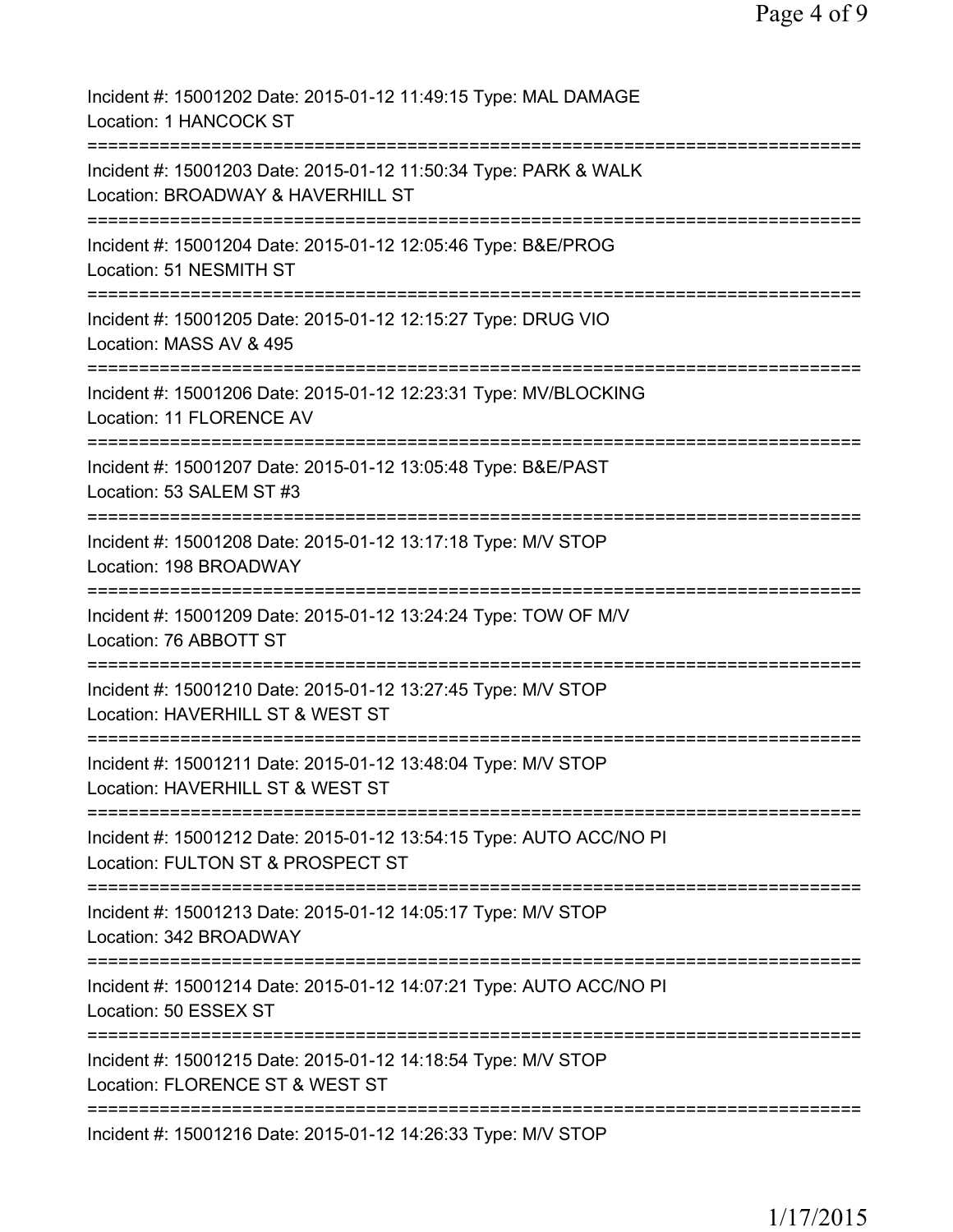Incident #: 15001202 Date: 2015-01-12 11:49:15 Type: MAL DAMAGE
Location: 1 HANCOCK ST

===========================================================================

Incident #: 15001203 Date: 2015-01-12 11:50:34 Type: PARK & WALK
Location: BROADWAY & HAVERHILL ST

===========================================================================

Incident #: 15001204 Date: 2015-01-12 12:05:46 Type: B&E/PROG
Location: 51 NESMITH ST

===========================================================================

Incident #: 15001205 Date: 2015-01-12 12:15:27 Type: DRUG VIO
Location: MASS AV & 495

===========================================================================

Incident #: 15001206 Date: 2015-01-12 12:23:31 Type: MV/BLOCKING
Location: 11 FLORENCE AV

===========================================================================

Incident #: 15001207 Date: 2015-01-12 13:05:48 Type: B&E/PAST
Location: 53 SALEM ST #3

===========================================================================

Incident #: 15001208 Date: 2015-01-12 13:17:18 Type: M/V STOP
Location: 198 BROADWAY

===========================================================================

Incident #: 15001209 Date: 2015-01-12 13:24:24 Type: TOW OF M/V
Location: 76 ABBOTT ST

===========================================================================

Incident #: 15001210 Date: 2015-01-12 13:27:45 Type: M/V STOP
Location: HAVERHILL ST & WEST ST

===========================================================================

Incident #: 15001211 Date: 2015-01-12 13:48:04 Type: M/V STOP
Location: HAVERHILL ST & WEST ST

===========================================================================

Incident #: 15001212 Date: 2015-01-12 13:54:15 Type: AUTO ACC/NO PI
Location: FULTON ST & PROSPECT ST

===========================================================================

Incident #: 15001213 Date: 2015-01-12 14:05:17 Type: M/V STOP
Location: 342 BROADWAY

===========================================================================

Incident #: 15001214 Date: 2015-01-12 14:07:21 Type: AUTO ACC/NO PI
Location: 50 ESSEX ST

===========================================================================

Incident #: 15001215 Date: 2015-01-12 14:18:54 Type: M/V STOP
Location: FLORENCE ST & WEST ST

===========================================================================

Incident #: 15001216 Date: 2015-01-12 14:26:33 Type: M/V STOP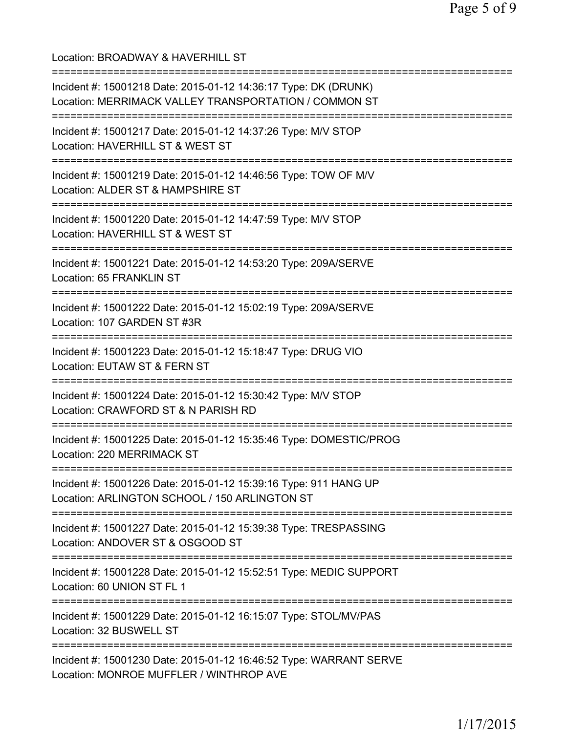Location: BROADWAY & HAVERHILL ST

===========================================================================

Incident #: 15001218 Date: 2015-01-12 14:36:17 Type: DK (DRUNK)
Location: MERRIMACK VALLEY TRANSPORTATION / COMMON ST

===========================================================================

Incident #: 15001217 Date: 2015-01-12 14:37:26 Type: M/V STOP
Location: HAVERHILL ST & WEST ST

===========================================================================

Incident #: 15001219 Date: 2015-01-12 14:46:56 Type: TOW OF M/V
Location: ALDER ST & HAMPSHIRE ST

===========================================================================

Incident #: 15001220 Date: 2015-01-12 14:47:59 Type: M/V STOP
Location: HAVERHILL ST & WEST ST

===========================================================================

Incident #: 15001221 Date: 2015-01-12 14:53:20 Type: 209A/SERVE
Location: 65 FRANKLIN ST

===========================================================================

Incident #: 15001222 Date: 2015-01-12 15:02:19 Type: 209A/SERVE
Location: 107 GARDEN ST #3R

===========================================================================

Incident #: 15001223 Date: 2015-01-12 15:18:47 Type: DRUG VIO
Location: EUTAW ST & FERN ST

===========================================================================

Incident #: 15001224 Date: 2015-01-12 15:30:42 Type: M/V STOP
Location: CRAWFORD ST & N PARISH RD

===========================================================================

Incident #: 15001225 Date: 2015-01-12 15:35:46 Type: DOMESTIC/PROG
Location: 220 MERRIMACK ST

===========================================================================

Incident #: 15001226 Date: 2015-01-12 15:39:16 Type: 911 HANG UP
Location: ARLINGTON SCHOOL / 150 ARLINGTON ST

===========================================================================

Incident #: 15001227 Date: 2015-01-12 15:39:38 Type: TRESPASSING
Location: ANDOVER ST & OSGOOD ST

===========================================================================

Incident #: 15001228 Date: 2015-01-12 15:52:51 Type: MEDIC SUPPORT
Location: 60 UNION ST FL 1

===========================================================================

Incident #: 15001229 Date: 2015-01-12 16:15:07 Type: STOL/MV/PAS
Location: 32 BUSWELL ST

===========================================================================

Incident #: 15001230 Date: 2015-01-12 16:46:52 Type: WARRANT SERVE
Location: MONROE MUFFLER / WINTHROP AVE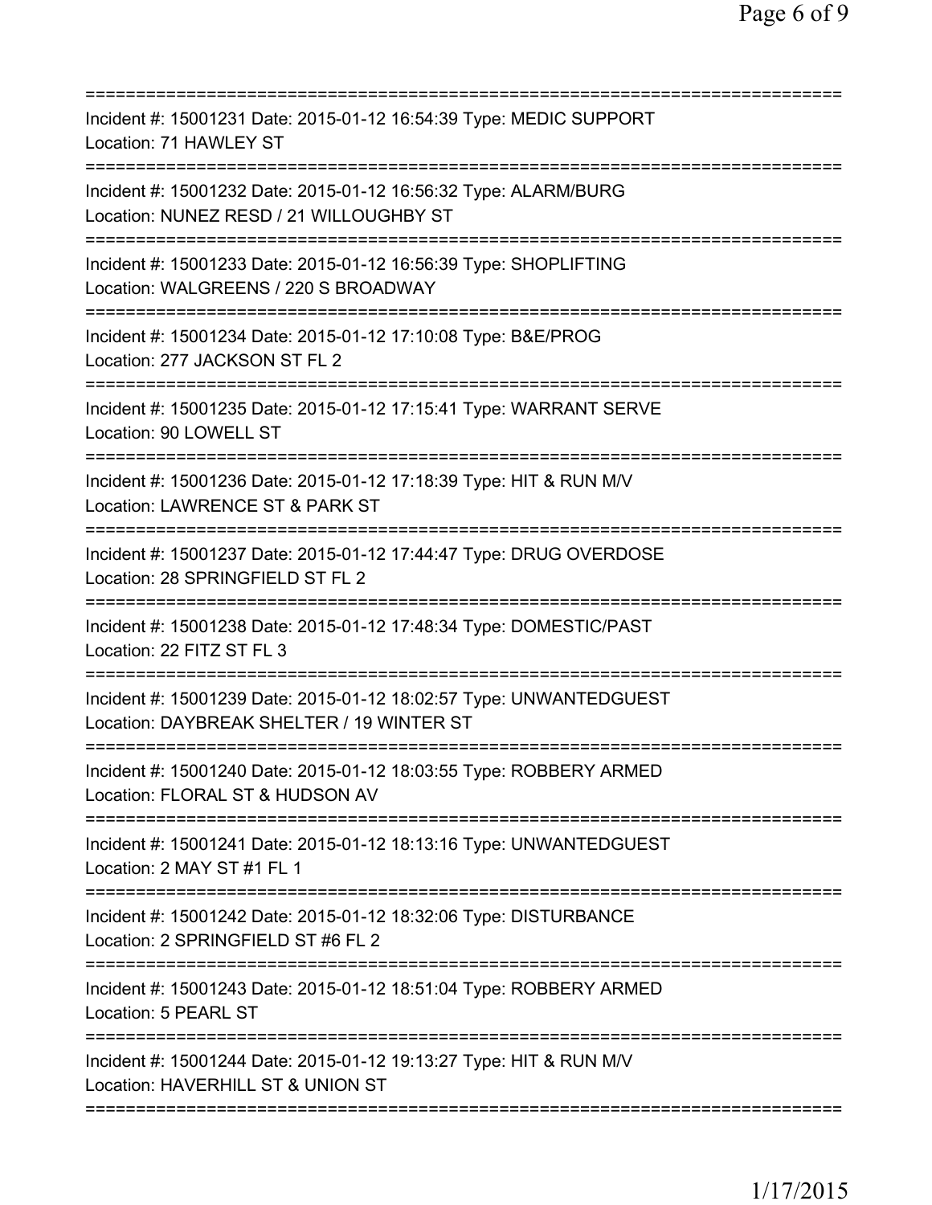===========================================================================
Incident #: 15001231 Date: 2015-01-12 16:54:39 Type: MEDIC SUPPORT
Location: 71 HAWLEY ST
===========================================================================
Incident #: 15001232 Date: 2015-01-12 16:56:32 Type: ALARM/BURG
Location: NUNEZ RESD / 21 WILLOUGHBY ST
===========================================================================
Incident #: 15001233 Date: 2015-01-12 16:56:39 Type: SHOPLIFTING
Location: WALGREENS / 220 S BROADWAY
===========================================================================
Incident #: 15001234 Date: 2015-01-12 17:10:08 Type: B&E/PROG
Location: 277 JACKSON ST FL 2
===========================================================================
Incident #: 15001235 Date: 2015-01-12 17:15:41 Type: WARRANT SERVE
Location: 90 LOWELL ST
===========================================================================
Incident #: 15001236 Date: 2015-01-12 17:18:39 Type: HIT & RUN M/V
Location: LAWRENCE ST & PARK ST
===========================================================================
Incident #: 15001237 Date: 2015-01-12 17:44:47 Type: DRUG OVERDOSE
Location: 28 SPRINGFIELD ST FL 2
===========================================================================
Incident #: 15001238 Date: 2015-01-12 17:48:34 Type: DOMESTIC/PAST
Location: 22 FITZ ST FL 3
===========================================================================
Incident #: 15001239 Date: 2015-01-12 18:02:57 Type: UNWANTEDGUEST
Location: DAYBREAK SHELTER / 19 WINTER ST
===========================================================================
Incident #: 15001240 Date: 2015-01-12 18:03:55 Type: ROBBERY ARMED
Location: FLORAL ST & HUDSON AV
===========================================================================
Incident #: 15001241 Date: 2015-01-12 18:13:16 Type: UNWANTEDGUEST
Location: 2 MAY ST #1 FL 1
===========================================================================
Incident #: 15001242 Date: 2015-01-12 18:32:06 Type: DISTURBANCE
Location: 2 SPRINGFIELD ST #6 FL 2
===========================================================================
Incident #: 15001243 Date: 2015-01-12 18:51:04 Type: ROBBERY ARMED
Location: 5 PEARL ST
===========================================================================
Incident #: 15001244 Date: 2015-01-12 19:13:27 Type: HIT & RUN M/V
Location: HAVERHILL ST & UNION ST
===========================================================================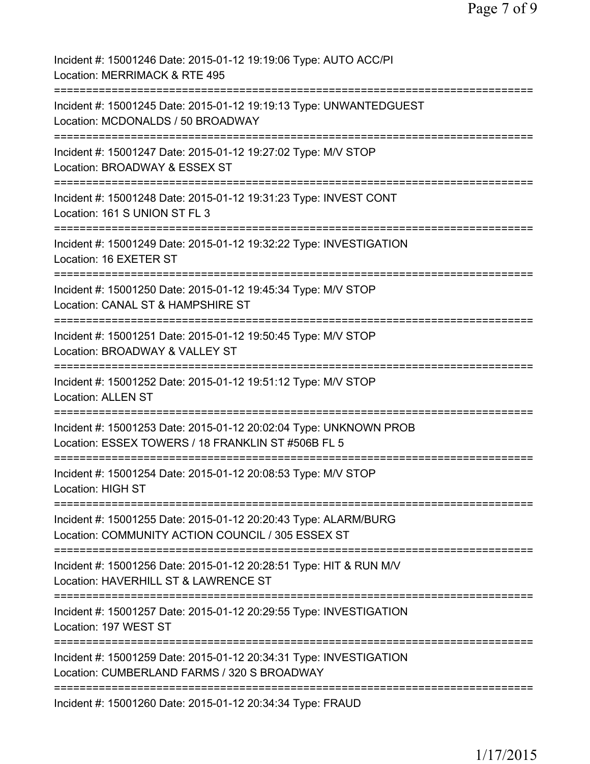Incident #: 15001246 Date: 2015-01-12 19:19:06 Type: AUTO ACC/PI
Location: MERRIMACK & RTE 495

===========================================================================

Incident #: 15001245 Date: 2015-01-12 19:19:13 Type: UNWANTEDGUEST
Location: MCDONALDS / 50 BROADWAY

===========================================================================

Incident #: 15001247 Date: 2015-01-12 19:27:02 Type: M/V STOP
Location: BROADWAY & ESSEX ST

===========================================================================

Incident #: 15001248 Date: 2015-01-12 19:31:23 Type: INVEST CONT
Location: 161 S UNION ST FL 3

===========================================================================

Incident #: 15001249 Date: 2015-01-12 19:32:22 Type: INVESTIGATION
Location: 16 EXETER ST

===========================================================================

Incident #: 15001250 Date: 2015-01-12 19:45:34 Type: M/V STOP
Location: CANAL ST & HAMPSHIRE ST

===========================================================================

Incident #: 15001251 Date: 2015-01-12 19:50:45 Type: M/V STOP
Location: BROADWAY & VALLEY ST

===========================================================================

Incident #: 15001252 Date: 2015-01-12 19:51:12 Type: M/V STOP
Location: ALLEN ST

===========================================================================

Incident #: 15001253 Date: 2015-01-12 20:02:04 Type: UNKNOWN PROB
Location: ESSEX TOWERS / 18 FRANKLIN ST #506B FL 5

===========================================================================

Incident #: 15001254 Date: 2015-01-12 20:08:53 Type: M/V STOP
Location: HIGH ST

===========================================================================

Incident #: 15001255 Date: 2015-01-12 20:20:43 Type: ALARM/BURG
Location: COMMUNITY ACTION COUNCIL / 305 ESSEX ST

===========================================================================

Incident #: 15001256 Date: 2015-01-12 20:28:51 Type: HIT & RUN M/V
Location: HAVERHILL ST & LAWRENCE ST

===========================================================================

Incident #: 15001257 Date: 2015-01-12 20:29:55 Type: INVESTIGATION
Location: 197 WEST ST

===========================================================================

Incident #: 15001259 Date: 2015-01-12 20:34:31 Type: INVESTIGATION
Location: CUMBERLAND FARMS / 320 S BROADWAY

===========================================================================

Incident #: 15001260 Date: 2015-01-12 20:34:34 Type: FRAUD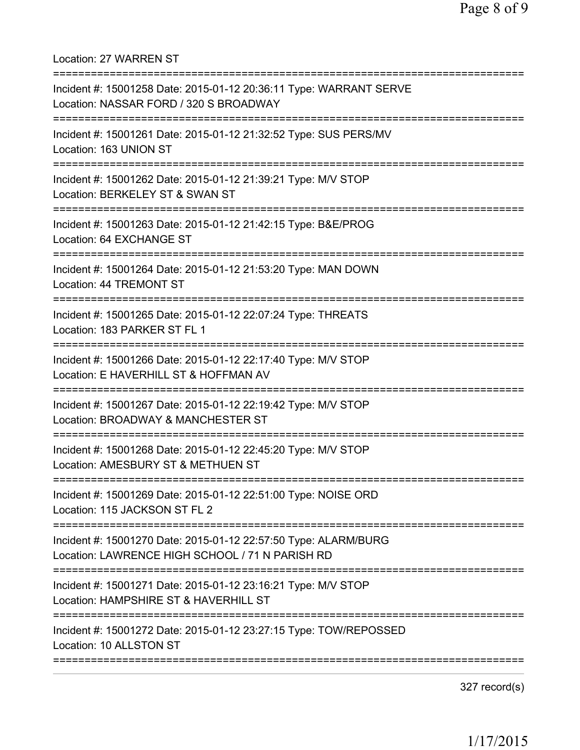Location: 27 WARREN ST

===========================================================================

Incident #: 15001258 Date: 2015-01-12 20:36:11 Type: WARRANT SERVE
Location: NASSAR FORD / 320 S BROADWAY

===========================================================================

Incident #: 15001261 Date: 2015-01-12 21:32:52 Type: SUS PERS/MV
Location: 163 UNION ST

===========================================================================

Incident #: 15001262 Date: 2015-01-12 21:39:21 Type: M/V STOP
Location: BERKELEY ST & SWAN ST

===========================================================================

Incident #: 15001263 Date: 2015-01-12 21:42:15 Type: B&E/PROG
Location: 64 EXCHANGE ST

===========================================================================

Incident #: 15001264 Date: 2015-01-12 21:53:20 Type: MAN DOWN
Location: 44 TREMONT ST

===========================================================================

Incident #: 15001265 Date: 2015-01-12 22:07:24 Type: THREATS
Location: 183 PARKER ST FL 1

===========================================================================

Incident #: 15001266 Date: 2015-01-12 22:17:40 Type: M/V STOP
Location: E HAVERHILL ST & HOFFMAN AV

===========================================================================

Incident #: 15001267 Date: 2015-01-12 22:19:42 Type: M/V STOP
Location: BROADWAY & MANCHESTER ST

===========================================================================

Incident #: 15001268 Date: 2015-01-12 22:45:20 Type: M/V STOP
Location: AMESBURY ST & METHUEN ST

===========================================================================

Incident #: 15001269 Date: 2015-01-12 22:51:00 Type: NOISE ORD
Location: 115 JACKSON ST FL 2

===========================================================================

Incident #: 15001270 Date: 2015-01-12 22:57:50 Type: ALARM/BURG
Location: LAWRENCE HIGH SCHOOL / 71 N PARISH RD

===========================================================================

Incident #: 15001271 Date: 2015-01-12 23:16:21 Type: M/V STOP
Location: HAMPSHIRE ST & HAVERHILL ST

===========================================================================

Incident #: 15001272 Date: 2015-01-12 23:27:15 Type: TOW/REPOSSED
Location: 10 ALLSTON ST

===========================================================================

327 record(s)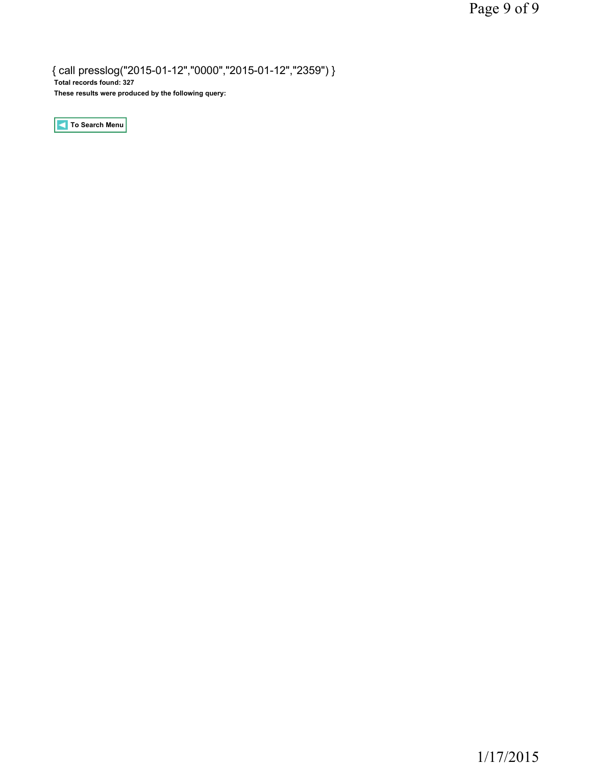{ call presslog("2015-01-12","0000","2015-01-12","2359") }

**Total records found: 327**

**These results were produced by the following query:**

**To Search Menu**